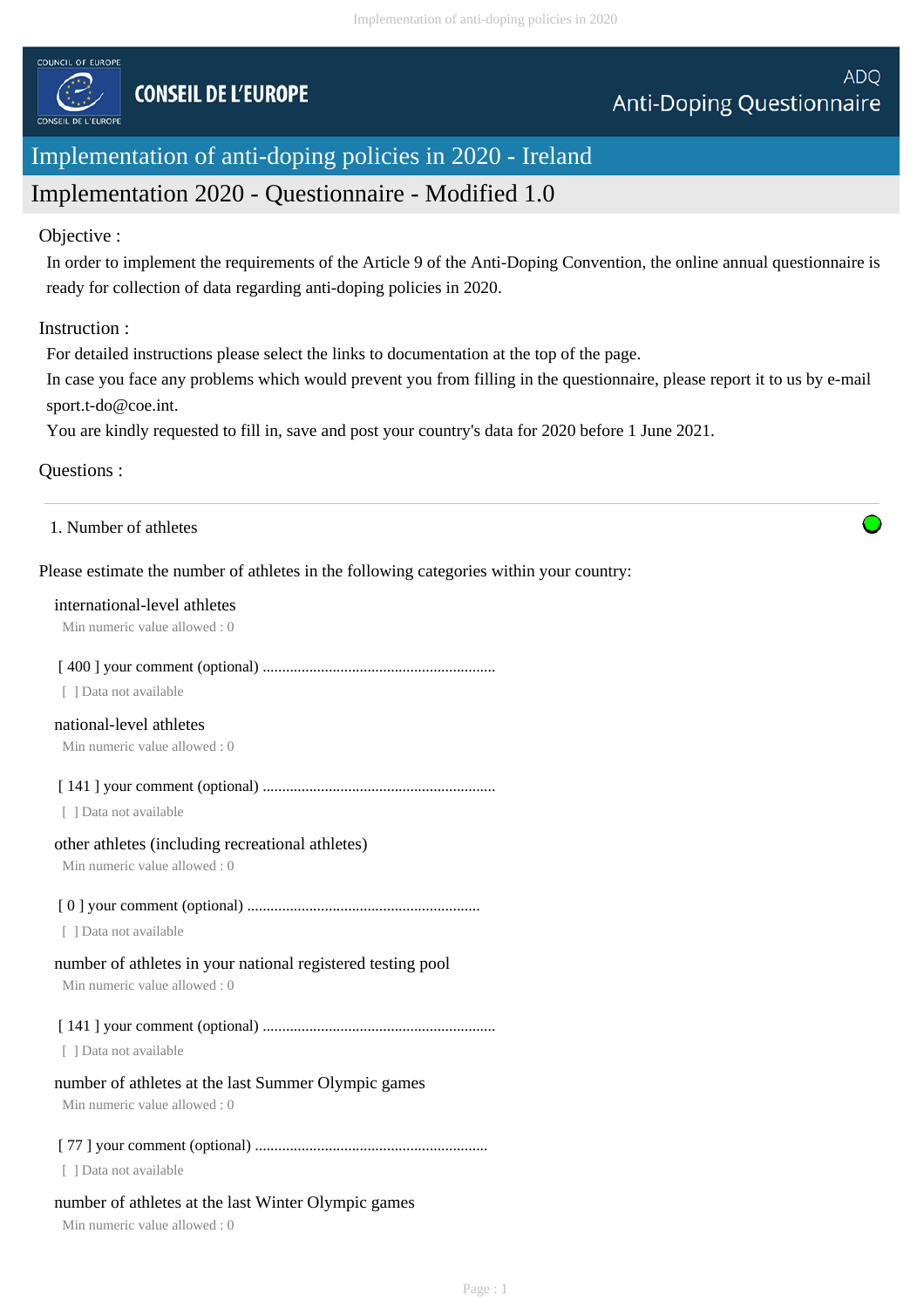COUNCIL OF EUROPE

CONSEIL DE L'EUROPE

ADQ
Anti-Doping Questionnaire

# Implementation of anti-doping policies in 2020 - Ireland

## Implementation 2020 - Questionnaire - Modified 1.0

Objective :

In order to implement the requirements of the Article 9 of the Anti-Doping Convention, the online annual questionnaire is ready for collection of data regarding anti-doping policies in 2020.

Instruction :

For detailed instructions please select the links to documentation at the top of the page.
In case you face any problems which would prevent you from filling in the questionnaire, please report it to us by e-mail sport.t-do@coe.int.
You are kindly requested to fill in, save and post your country's data for 2020 before 1 June 2021.

Questions :

---

1. Number of athletes

Please estimate the number of athletes in the following categories within your country:

international-level athletes
Min numeric value allowed : 0

[ 400 ] your comment (optional) ............................................................
[ ] Data not available

national-level athletes
Min numeric value allowed : 0

[ 141 ] your comment (optional) ............................................................
[ ] Data not available

other athletes (including recreational athletes)
Min numeric value allowed : 0

[ 0 ] your comment (optional) ............................................................
[ ] Data not available

number of athletes in your national registered testing pool
Min numeric value allowed : 0

[ 141 ] your comment (optional) ............................................................
[ ] Data not available

number of athletes at the last Summer Olympic games
Min numeric value allowed : 0

[ 77 ] your comment (optional) ............................................................
[ ] Data not available

number of athletes at the last Winter Olympic games
Min numeric value allowed : 0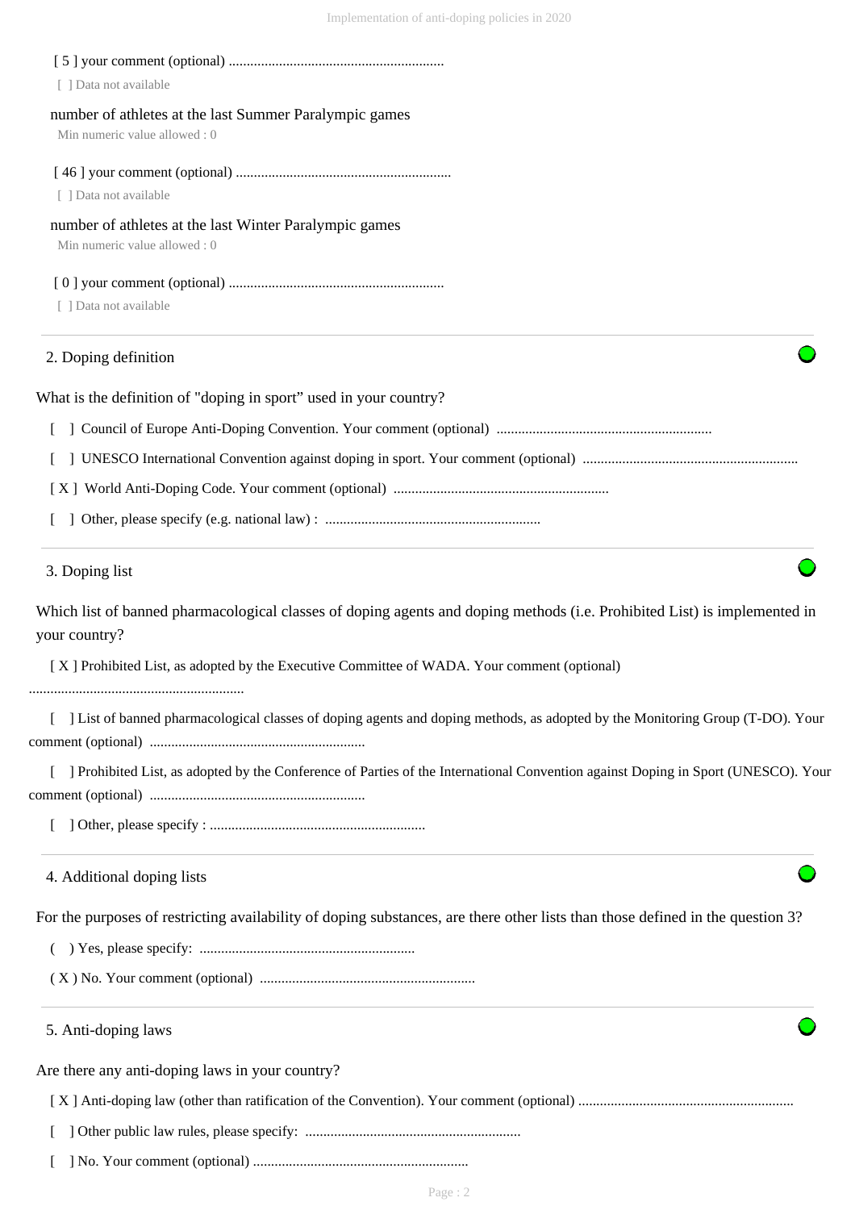[ 5 ] your comment (optional) ............................................................

[ ] Data not available

number of athletes at the last Summer Paralympic games

Min numeric value allowed : 0

[ 46 ] your comment (optional) ............................................................

[ ] Data not available

number of athletes at the last Winter Paralympic games

Min numeric value allowed : 0

[ 0 ] your comment (optional) ............................................................

[ ] Data not available

## 2. Doping definition

What is the definition of "doping in sport" used in your country?

[ ] Council of Europe Anti-Doping Convention. Your comment (optional) ............................................................

[ ] UNESCO International Convention against doping in sport. Your comment (optional) ............................................................

[ X ] World Anti-Doping Code. Your comment (optional) ............................................................

[ ] Other, please specify (e.g. national law) : ............................................................

## 3. Doping list

Which list of banned pharmacological classes of doping agents and doping methods (i.e. Prohibited List) is implemented in your country?

[ X ] Prohibited List, as adopted by the Executive Committee of WADA. Your comment (optional) ............................................................

[ ] List of banned pharmacological classes of doping agents and doping methods, as adopted by the Monitoring Group (T-DO). Your comment (optional) ............................................................

[ ] Prohibited List, as adopted by the Conference of Parties of the International Convention against Doping in Sport (UNESCO). Your comment (optional) ............................................................

[ ] Other, please specify : ............................................................

## 4. Additional doping lists

For the purposes of restricting availability of doping substances, are there other lists than those defined in the question 3?

( ) Yes, please specify: ............................................................

( X ) No. Your comment (optional) ............................................................

## 5. Anti-doping laws

Are there any anti-doping laws in your country?

[ X ] Anti-doping law (other than ratification of the Convention). Your comment (optional) ............................................................

[ ] Other public law rules, please specify: ............................................................

[ ] No. Your comment (optional) ............................................................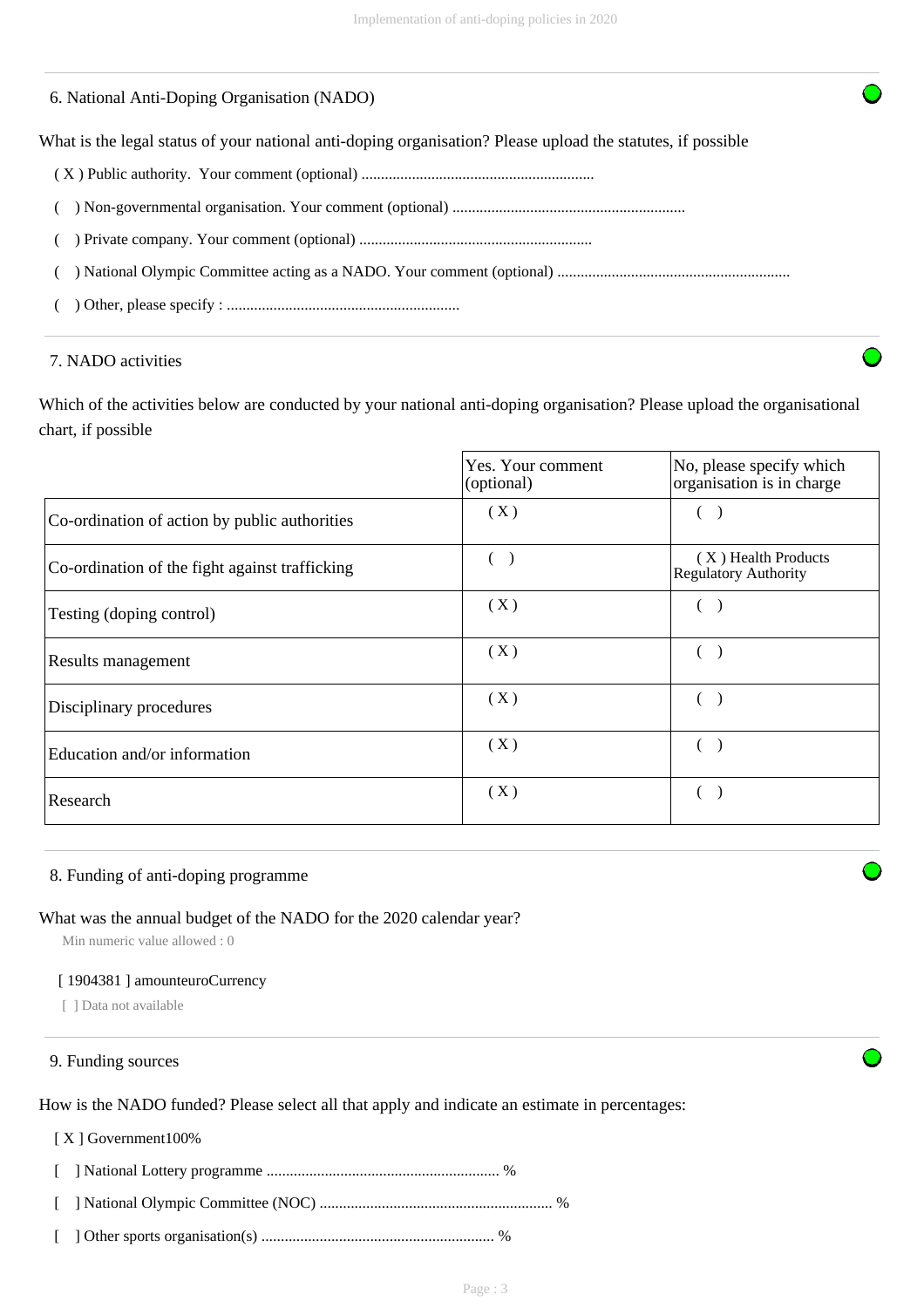## 6. National Anti-Doping Organisation (NADO)

What is the legal status of your national anti-doping organisation? Please upload the statutes, if possible

( X ) Public authority. Your comment (optional) ............................................................

(   ) Non-governmental organisation. Your comment (optional) ............................................................

(   ) Private company. Your comment (optional) ............................................................

(   ) National Olympic Committee acting as a NADO. Your comment (optional) ............................................................

(   ) Other, please specify : ............................................................

## 7. NADO activities

Which of the activities below are conducted by your national anti-doping organisation? Please upload the organisational chart, if possible

| | Yes. Your comment (optional) | No, please specify which organisation is in charge |
|---|---|---|
| Co-ordination of action by public authorities | ( X ) | (   ) |
| Co-ordination of the fight against trafficking | (   ) | ( X ) Health Products Regulatory Authority |
| Testing (doping control) | ( X ) | (   ) |
| Results management | ( X ) | (   ) |
| Disciplinary procedures | ( X ) | (   ) |
| Education and/or information | ( X ) | (   ) |
| Research | ( X ) | (   ) |

## 8. Funding of anti-doping programme

What was the annual budget of the NADO for the 2020 calendar year?

Min numeric value allowed : 0

[ 1904381 ] amounteuroCurrency

[ ] Data not available

## 9. Funding sources

How is the NADO funded? Please select all that apply and indicate an estimate in percentages:

[ X ] Government100%

[   ] National Lottery programme ............................................................ %

[   ] National Olympic Committee (NOC) ............................................................ %

[   ] Other sports organisation(s) ............................................................ %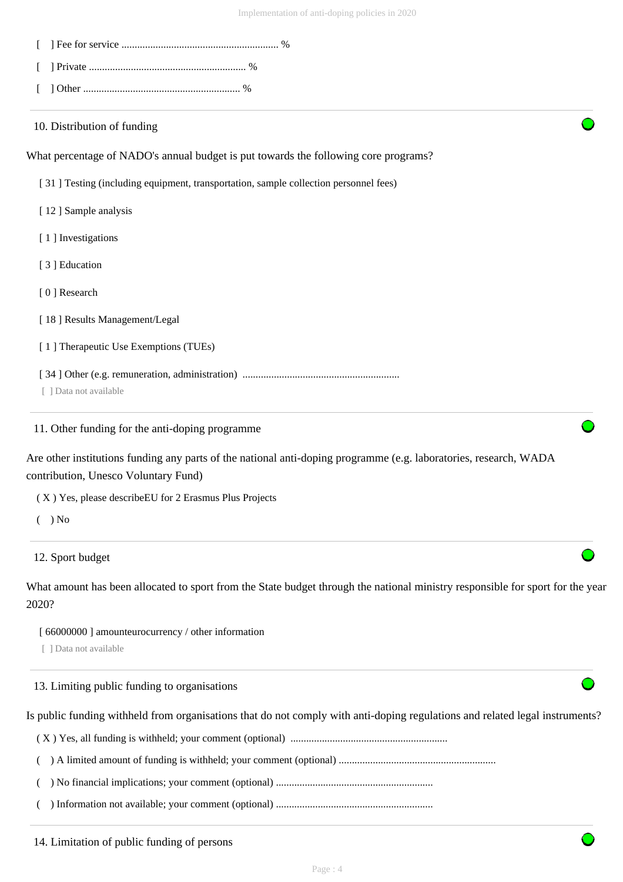[ ] Fee for service ............................................................ %

[ ] Private ............................................................ %

[ ] Other ............................................................ %

10. Distribution of funding

What percentage of NADO's annual budget is put towards the following core programs?

[ 31 ] Testing (including equipment, transportation, sample collection personnel fees)

[ 12 ] Sample analysis

[ 1 ] Investigations

[ 3 ] Education

[ 0 ] Research

[ 18 ] Results Management/Legal

[ 1 ] Therapeutic Use Exemptions (TUEs)

[ 34 ] Other (e.g. remuneration, administration) ............................................................

[ ] Data not available

11. Other funding for the anti-doping programme

Are other institutions funding any parts of the national anti-doping programme (e.g. laboratories, research, WADA contribution, Unesco Voluntary Fund)

( X ) Yes, please describeEU for 2 Erasmus Plus Projects

( ) No

12. Sport budget

What amount has been allocated to sport from the State budget through the national ministry responsible for sport for the year 2020?

[ 66000000 ] amounteurocurrency / other information

[ ] Data not available

13. Limiting public funding to organisations

Is public funding withheld from organisations that do not comply with anti-doping regulations and related legal instruments?

( X ) Yes, all funding is withheld; your comment (optional) ............................................................

( ) A limited amount of funding is withheld; your comment (optional) ............................................................

( ) No financial implications; your comment (optional) ............................................................

( ) Information not available; your comment (optional) ............................................................

14. Limitation of public funding of persons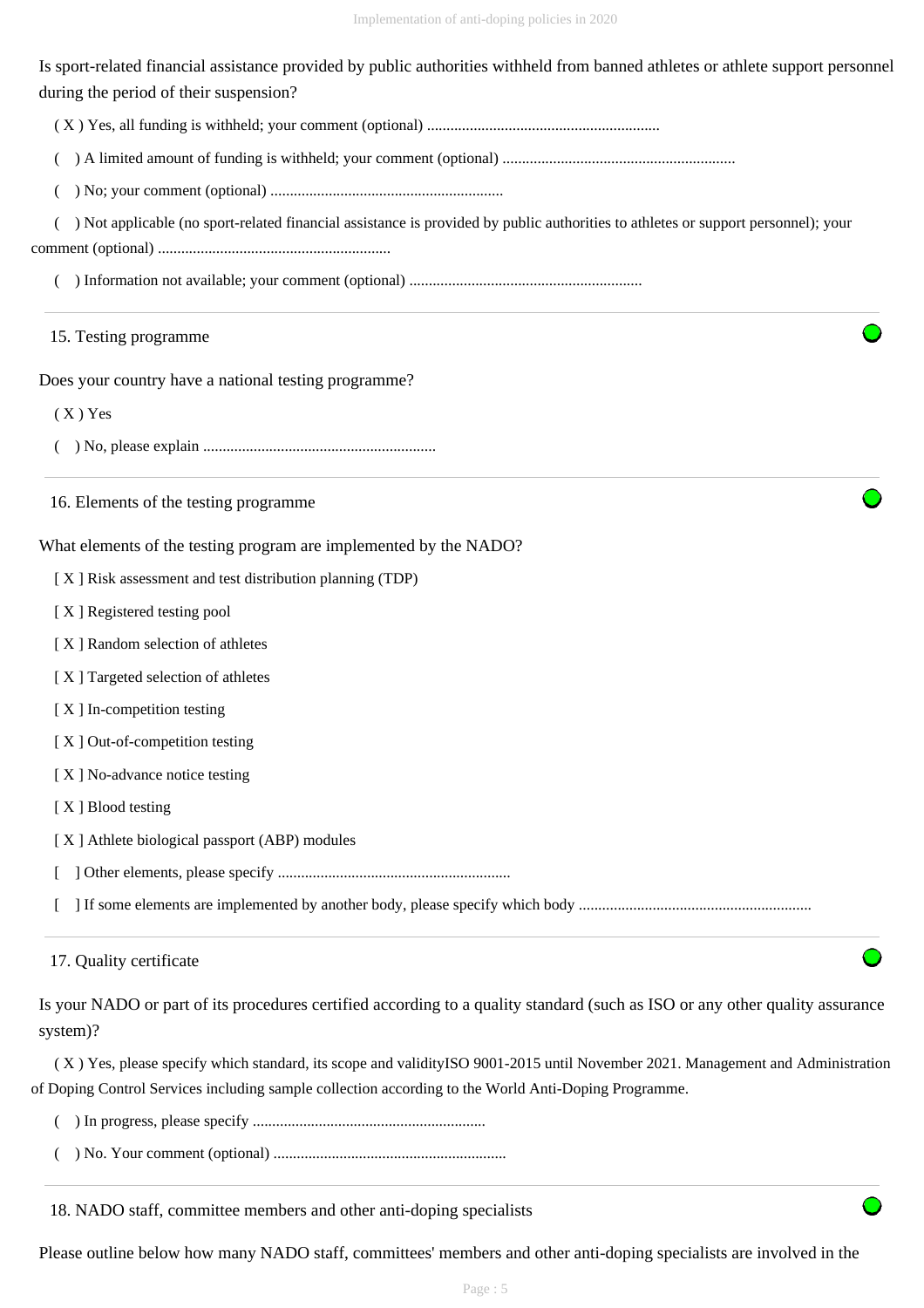Is sport-related financial assistance provided by public authorities withheld from banned athletes or athlete support personnel during the period of their suspension?

( X ) Yes, all funding is withheld; your comment (optional) ............................................................

(   ) A limited amount of funding is withheld; your comment (optional) ............................................................

(   ) No; your comment (optional) ............................................................

(   ) Not applicable (no sport-related financial assistance is provided by public authorities to athletes or support personnel); your comment (optional) ............................................................

(   ) Information not available; your comment (optional) ............................................................

## 15. Testing programme

Does your country have a national testing programme?

( X ) Yes

(   ) No, please explain ............................................................

## 16. Elements of the testing programme

What elements of the testing program are implemented by the NADO?

[ X ] Risk assessment and test distribution planning (TDP)

[ X ] Registered testing pool

[ X ] Random selection of athletes

[ X ] Targeted selection of athletes

[ X ] In-competition testing

[ X ] Out-of-competition testing

[ X ] No-advance notice testing

[ X ] Blood testing

[ X ] Athlete biological passport (ABP) modules

[   ] Other elements, please specify ............................................................

[   ] If some elements are implemented by another body, please specify which body ............................................................

## 17. Quality certificate

Is your NADO or part of its procedures certified according to a quality standard (such as ISO or any other quality assurance system)?

( X ) Yes, please specify which standard, its scope and validityISO 9001-2015 until November 2021. Management and Administration of Doping Control Services including sample collection according to the World Anti-Doping Programme.

(   ) In progress, please specify ............................................................

(   ) No. Your comment (optional) ............................................................

## 18. NADO staff, committee members and other anti-doping specialists

Please outline below how many NADO staff, committees' members and other anti-doping specialists are involved in the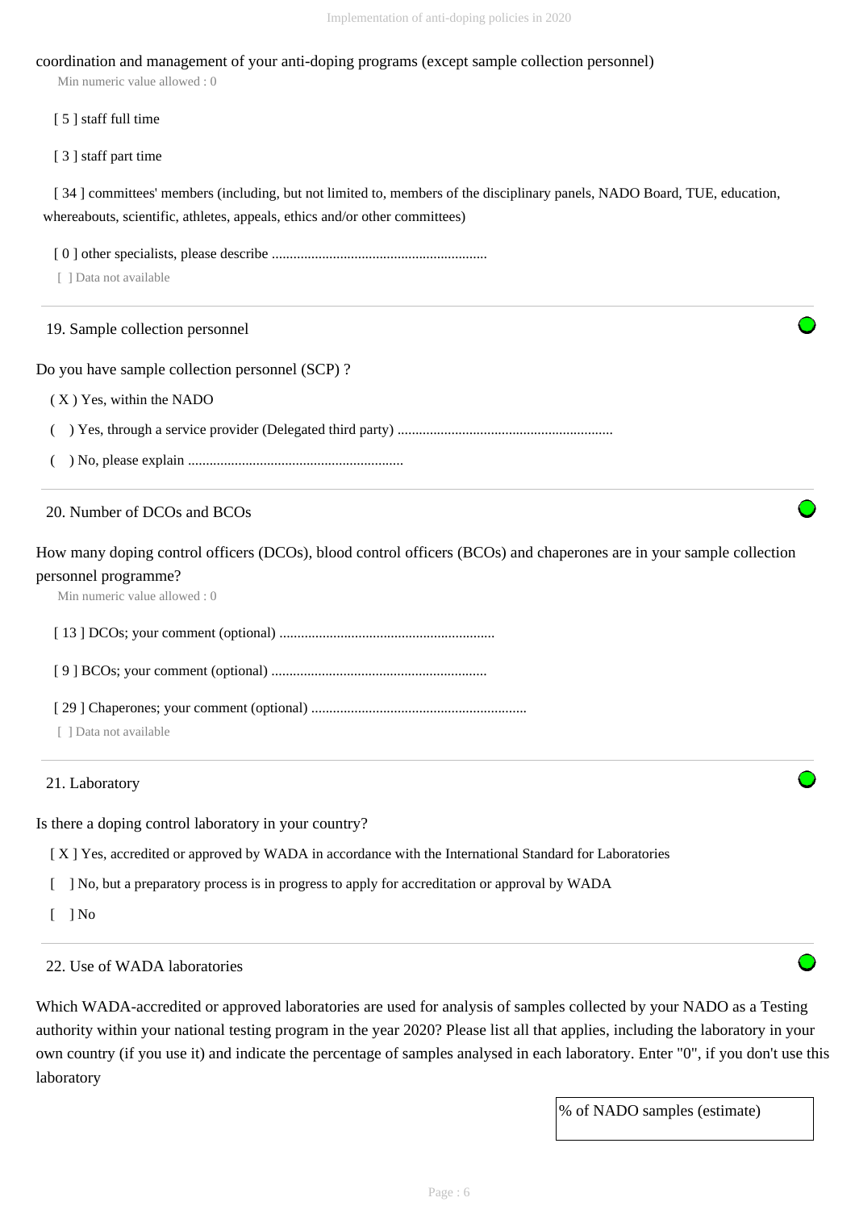coordination and management of your anti-doping programs (except sample collection personnel)

Min numeric value allowed : 0

[ 5 ] staff full time

[ 3 ] staff part time

[ 34 ] committees' members (including, but not limited to, members of the disciplinary panels, NADO Board, TUE, education, whereabouts, scientific, athletes, appeals, ethics and/or other committees)

[ 0 ] other specialists, please describe ............................................................

[ ] Data not available

## 19. Sample collection personnel

Do you have sample collection personnel (SCP) ?

( X ) Yes, within the NADO

( ) Yes, through a service provider (Delegated third party) ............................................................

( ) No, please explain ............................................................

## 20. Number of DCOs and BCOs

How many doping control officers (DCOs), blood control officers (BCOs) and chaperones are in your sample collection personnel programme?

Min numeric value allowed : 0

[ 13 ] DCOs; your comment (optional) ............................................................

[ 9 ] BCOs; your comment (optional) ............................................................

[ 29 ] Chaperones; your comment (optional) ............................................................

[ ] Data not available

## 21. Laboratory

Is there a doping control laboratory in your country?

[ X ] Yes, accredited or approved by WADA in accordance with the International Standard for Laboratories

[ ] No, but a preparatory process is in progress to apply for accreditation or approval by WADA

[ ] No

## 22. Use of WADA laboratories

Which WADA-accredited or approved laboratories are used for analysis of samples collected by your NADO as a Testing authority within your national testing program in the year 2020? Please list all that applies, including the laboratory in your own country (if you use it) and indicate the percentage of samples analysed in each laboratory. Enter "0", if you don't use this laboratory

| % of NADO samples (estimate) |
|---|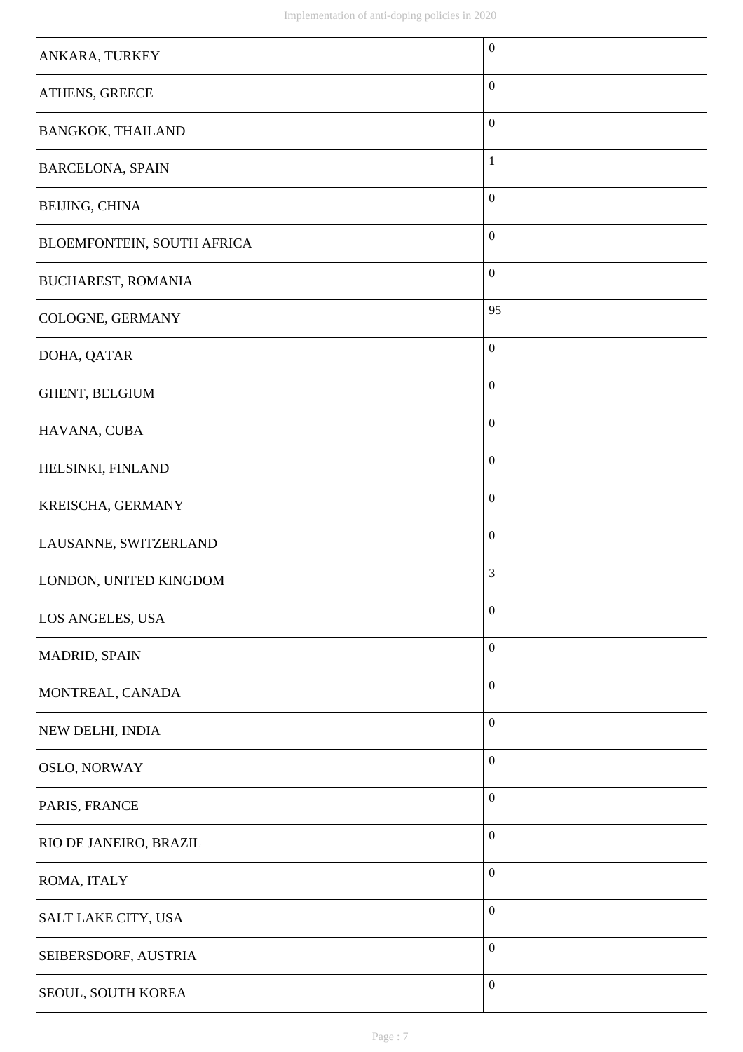| | |
|---|---|
| ANKARA, TURKEY | 0 |
| ATHENS, GREECE | 0 |
| BANGKOK, THAILAND | 0 |
| BARCELONA, SPAIN | 1 |
| BEIJING, CHINA | 0 |
| BLOEMFONTEIN, SOUTH AFRICA | 0 |
| BUCHAREST, ROMANIA | 0 |
| COLOGNE, GERMANY | 95 |
| DOHA, QATAR | 0 |
| GHENT, BELGIUM | 0 |
| HAVANA, CUBA | 0 |
| HELSINKI, FINLAND | 0 |
| KREISCHA, GERMANY | 0 |
| LAUSANNE, SWITZERLAND | 0 |
| LONDON, UNITED KINGDOM | 3 |
| LOS ANGELES, USA | 0 |
| MADRID, SPAIN | 0 |
| MONTREAL, CANADA | 0 |
| NEW DELHI, INDIA | 0 |
| OSLO, NORWAY | 0 |
| PARIS, FRANCE | 0 |
| RIO DE JANEIRO, BRAZIL | 0 |
| ROMA, ITALY | 0 |
| SALT LAKE CITY, USA | 0 |
| SEIBERSDORF, AUSTRIA | 0 |
| SEOUL, SOUTH KOREA | 0 |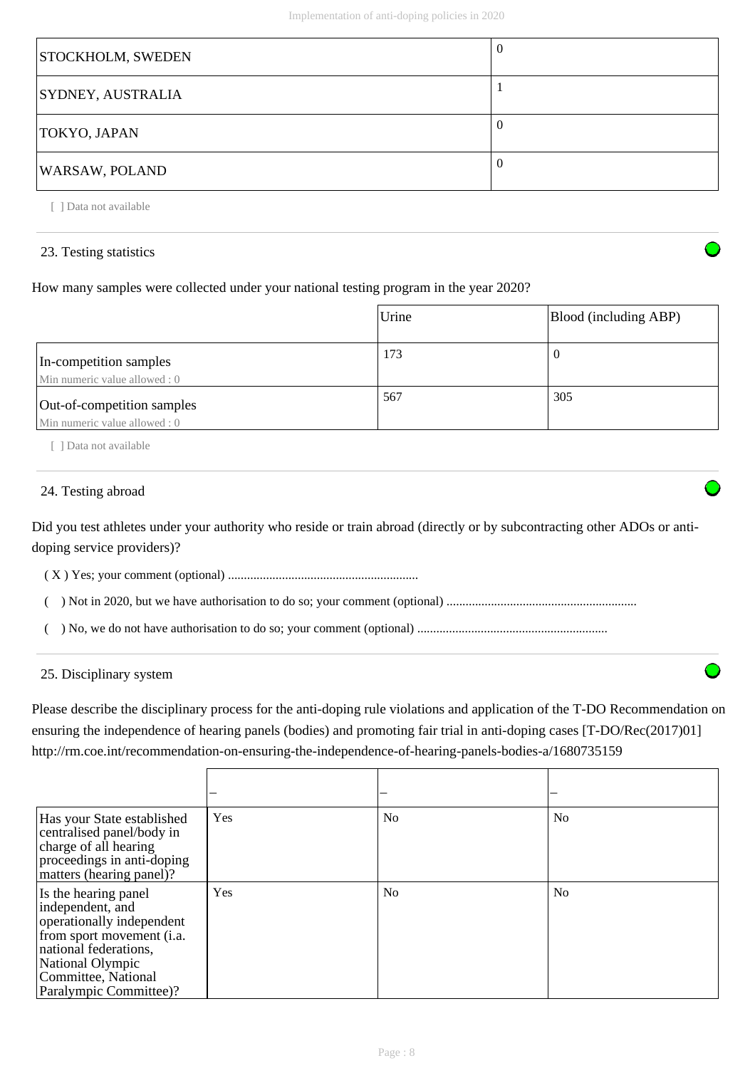| | |
|---|---|
| STOCKHOLM, SWEDEN | 0 |
| SYDNEY, AUSTRALIA | 1 |
| TOKYO, JAPAN | 0 |
| WARSAW, POLAND | 0 |

[ ] Data not available

## 23. Testing statistics

How many samples were collected under your national testing program in the year 2020?

| | Urine | Blood (including ABP) |
|---|---|---|
| In-competition samples<br>Min numeric value allowed : 0 | 173 | 0 |
| Out-of-competition samples<br>Min numeric value allowed : 0 | 567 | 305 |

[ ] Data not available

## 24. Testing abroad

Did you test athletes under your authority who reside or train abroad (directly or by subcontracting other ADOs or anti-doping service providers)?

( X ) Yes; your comment (optional) ...........................................................

(   ) Not in 2020, but we have authorisation to do so; your comment (optional) ...........................................................

(   ) No, we do not have authorisation to do so; your comment (optional) ...........................................................

## 25. Disciplinary system

Please describe the disciplinary process for the anti-doping rule violations and application of the T-DO Recommendation on ensuring the independence of hearing panels (bodies) and promoting fair trial in anti-doping cases [T-DO/Rec(2017)01] http://rm.coe.int/recommendation-on-ensuring-the-independence-of-hearing-panels-bodies-a/1680735159

| | – | – | – |
|---|---|---|---|
| Has your State established centralised panel/body in charge of all hearing proceedings in anti-doping matters (hearing panel)? | Yes | No | No |
| Is the hearing panel independent, and operationally independent from sport movement (i.a. national federations, National Olympic Committee, National Paralympic Committee)? | Yes | No | No |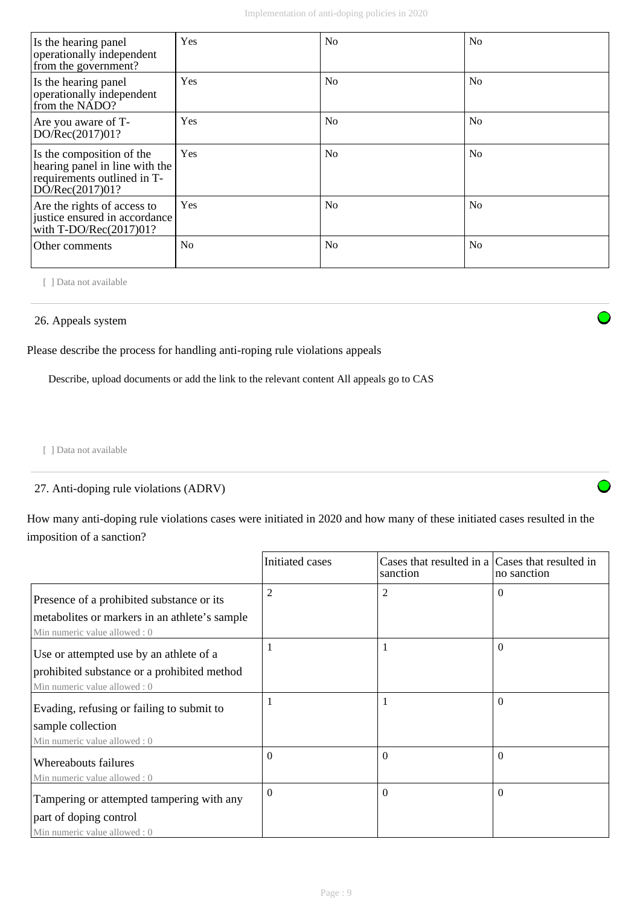| Is the hearing panel operationally independent from the government? | Yes | No | No |
|---|---|---|---|
| Is the hearing panel operationally independent from the NADO? | Yes | No | No |
| Are you aware of T-DO/Rec(2017)01? | Yes | No | No |
| Is the composition of the hearing panel in line with the requirements outlined in T-DO/Rec(2017)01? | Yes | No | No |
| Are the rights of access to justice ensured in accordance with T-DO/Rec(2017)01? | Yes | No | No |
| Other comments | No | No | No |

[ ] Data not available

26. Appeals system

Please describe the process for handling anti-roping rule violations appeals

Describe, upload documents or add the link to the relevant content All appeals go to CAS

[ ] Data not available

27. Anti-doping rule violations (ADRV)

How many anti-doping rule violations cases were initiated in 2020 and how many of these initiated cases resulted in the imposition of a sanction?

| | Initiated cases | Cases that resulted in a sanction | Cases that resulted in no sanction |
|---|---|---|---|
| Presence of a prohibited substance or its metabolites or markers in an athlete's sample<br>Min numeric value allowed : 0 | 2 | 2 | 0 |
| Use or attempted use by an athlete of a prohibited substance or a prohibited method<br>Min numeric value allowed : 0 | 1 | 1 | 0 |
| Evading, refusing or failing to submit to sample collection<br>Min numeric value allowed : 0 | 1 | 1 | 0 |
| Whereabouts failures<br>Min numeric value allowed : 0 | 0 | 0 | 0 |
| Tampering or attempted tampering with any part of doping control<br>Min numeric value allowed : 0 | 0 | 0 | 0 |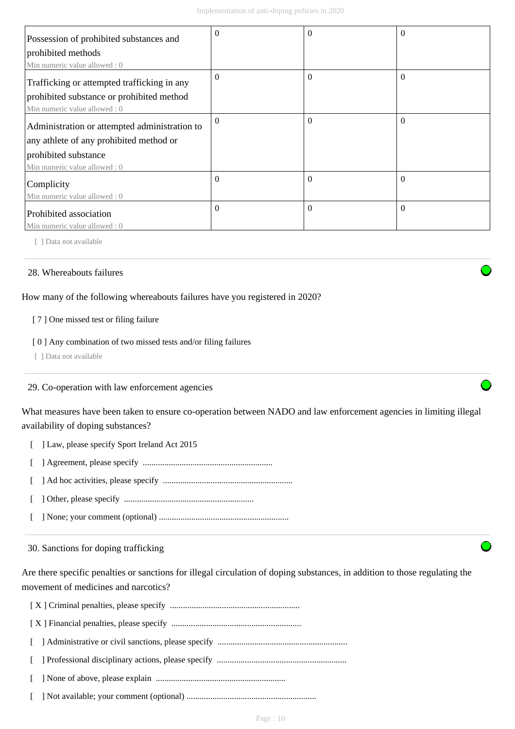| | | | |
|---|---|---|---|
| Possession of prohibited substances and prohibited methods<br>Min numeric value allowed : 0 | 0 | 0 | 0 |
| Trafficking or attempted trafficking in any prohibited substance or prohibited method<br>Min numeric value allowed : 0 | 0 | 0 | 0 |
| Administration or attempted administration to any athlete of any prohibited method or prohibited substance<br>Min numeric value allowed : 0 | 0 | 0 | 0 |
| Complicity<br>Min numeric value allowed : 0 | 0 | 0 | 0 |
| Prohibited association<br>Min numeric value allowed : 0 | 0 | 0 | 0 |

[ ] Data not available

## 28. Whereabouts failures

How many of the following whereabouts failures have you registered in 2020?

[ 7 ] One missed test or filing failure

[ 0 ] Any combination of two missed tests and/or filing failures

[ ] Data not available

## 29. Co-operation with law enforcement agencies

What measures have been taken to ensure co-operation between NADO and law enforcement agencies in limiting illegal availability of doping substances?

[ ] Law, please specify Sport Ireland Act 2015

[ ] Agreement, please specify ............................................................

[ ] Ad hoc activities, please specify ............................................................

[ ] Other, please specify ............................................................

[ ] None; your comment (optional) ............................................................

## 30. Sanctions for doping trafficking

Are there specific penalties or sanctions for illegal circulation of doping substances, in addition to those regulating the movement of medicines and narcotics?

[ X ] Criminal penalties, please specify ............................................................

[ X ] Financial penalties, please specify ............................................................

[ ] Administrative or civil sanctions, please specify ............................................................

[ ] Professional disciplinary actions, please specify ............................................................

[ ] None of above, please explain ............................................................

[ ] Not available; your comment (optional) ............................................................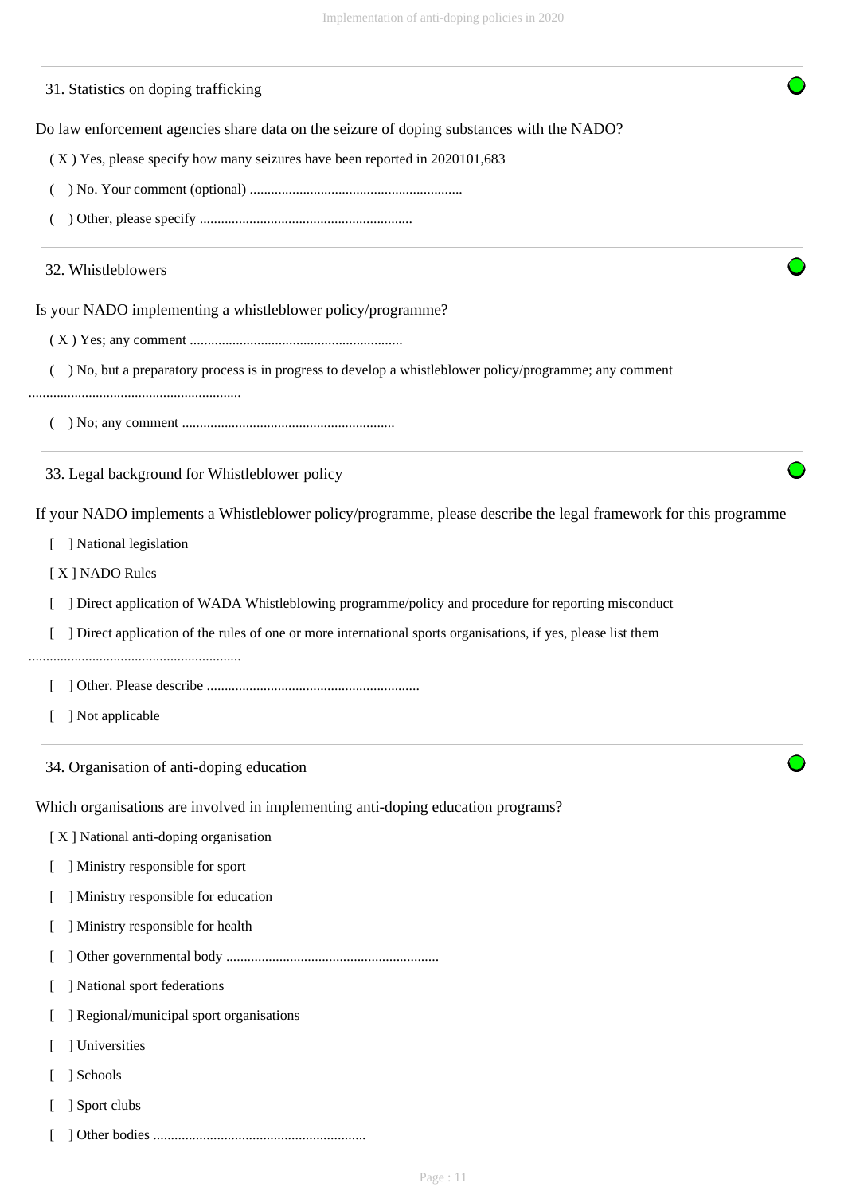## 31. Statistics on doping trafficking

Do law enforcement agencies share data on the seizure of doping substances with the NADO?

( X ) Yes, please specify how many seizures have been reported in 2020101,683

(   ) No. Your comment (optional) ............................................................

(   ) Other, please specify ............................................................

## 32. Whistleblowers

Is your NADO implementing a whistleblower policy/programme?

( X ) Yes; any comment ............................................................

(   ) No, but a preparatory process is in progress to develop a whistleblower policy/programme; any comment ............................................................

(   ) No; any comment ............................................................

## 33. Legal background for Whistleblower policy

If your NADO implements a Whistleblower policy/programme, please describe the legal framework for this programme

[   ] National legislation

[ X ] NADO Rules

[   ] Direct application of WADA Whistleblowing programme/policy and procedure for reporting misconduct

[   ] Direct application of the rules of one or more international sports organisations, if yes, please list them ............................................................

[   ] Other. Please describe ............................................................

[   ] Not applicable

## 34. Organisation of anti-doping education

Which organisations are involved in implementing anti-doping education programs?

[ X ] National anti-doping organisation

[   ] Ministry responsible for sport

[   ] Ministry responsible for education

[   ] Ministry responsible for health

[   ] Other governmental body ............................................................

[   ] National sport federations

[   ] Regional/municipal sport organisations

[   ] Universities

[   ] Schools

[   ] Sport clubs

[   ] Other bodies ............................................................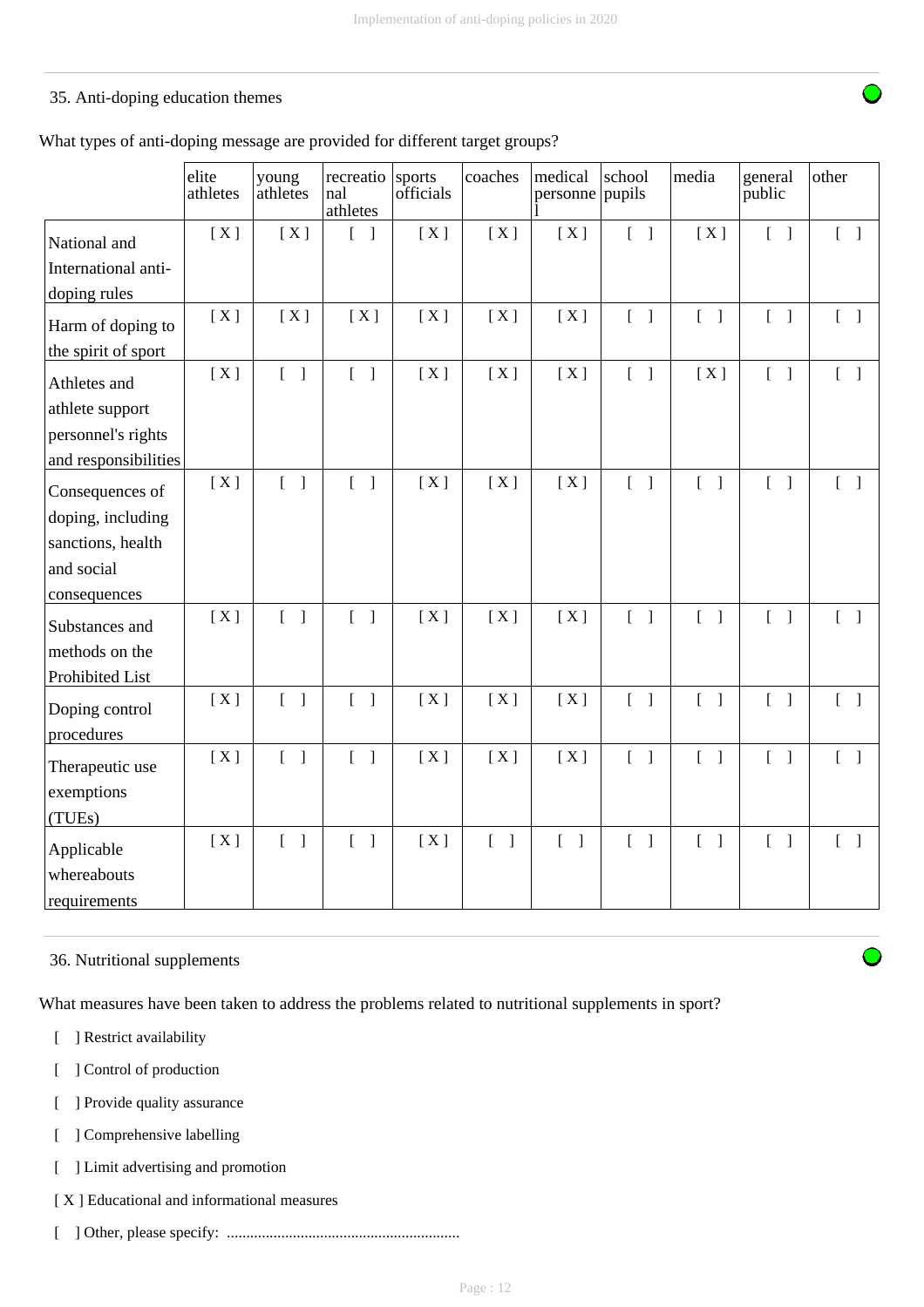35. Anti-doping education themes

What types of anti-doping message are provided for different target groups?

| | elite athletes | young athletes | recreational athletes | sports officials | coaches | medical personnel | school pupils | media | general public | other |
|---|---|---|---|---|---|---|---|---|---|---|
| National and International anti-doping rules | [ X ] | [ X ] | [ ] | [ X ] | [ X ] | [ X ] | [ ] | [ X ] | [ ] | [ ] |
| Harm of doping to the spirit of sport | [ X ] | [ X ] | [ X ] | [ X ] | [ X ] | [ X ] | [ ] | [ ] | [ ] | [ ] |
| Athletes and athlete support personnel's rights and responsibilities | [ X ] | [ ] | [ ] | [ X ] | [ X ] | [ X ] | [ ] | [ X ] | [ ] | [ ] |
| Consequences of doping, including sanctions, health and social consequences | [ X ] | [ ] | [ ] | [ X ] | [ X ] | [ X ] | [ ] | [ ] | [ ] | [ ] |
| Substances and methods on the Prohibited List | [ X ] | [ ] | [ ] | [ X ] | [ X ] | [ X ] | [ ] | [ ] | [ ] | [ ] |
| Doping control procedures | [ X ] | [ ] | [ ] | [ X ] | [ X ] | [ X ] | [ ] | [ ] | [ ] | [ ] |
| Therapeutic use exemptions (TUEs) | [ X ] | [ ] | [ ] | [ X ] | [ X ] | [ X ] | [ ] | [ ] | [ ] | [ ] |
| Applicable whereabouts requirements | [ X ] | [ ] | [ ] | [ X ] | [ ] | [ ] | [ ] | [ ] | [ ] | [ ] |

36. Nutritional supplements

What measures have been taken to address the problems related to nutritional supplements in sport?

[ ] Restrict availability

[ ] Control of production

[ ] Provide quality assurance

[ ] Comprehensive labelling

[ ] Limit advertising and promotion

[ X ] Educational and informational measures

[ ] Other, please specify: ............................................................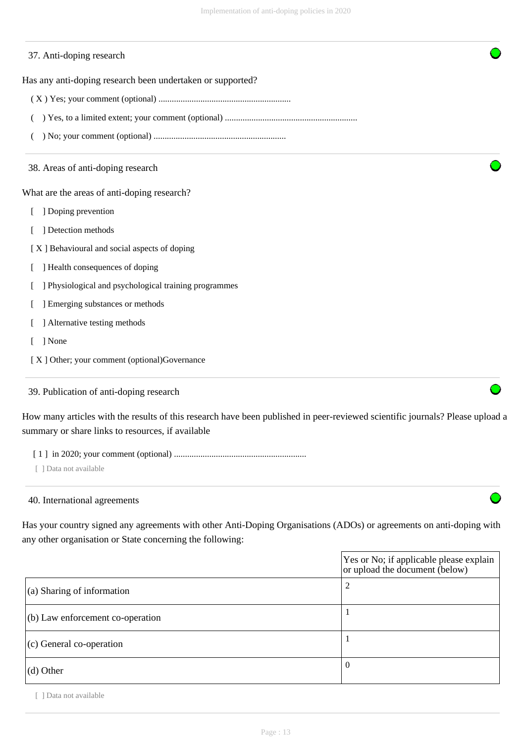37. Anti-doping research

Has any anti-doping research been undertaken or supported?

( X ) Yes; your comment (optional) ............................................................

(   ) Yes, to a limited extent; your comment (optional) ............................................................

(   ) No; your comment (optional) ............................................................

38. Areas of anti-doping research

What are the areas of anti-doping research?

[   ] Doping prevention

[   ] Detection methods

[ X ] Behavioural and social aspects of doping

[   ] Health consequences of doping

[   ] Physiological and psychological training programmes

[   ] Emerging substances or methods

[   ] Alternative testing methods

[   ] None

[ X ] Other; your comment (optional)Governance

39. Publication of anti-doping research

How many articles with the results of this research have been published in peer-reviewed scientific journals? Please upload a summary or share links to resources, if available

[ 1 ]  in 2020; your comment (optional) ............................................................

[ ] Data not available

40. International agreements

Has your country signed any agreements with other Anti-Doping Organisations (ADOs) or agreements on anti-doping with any other organisation or State concerning the following:

| | Yes or No; if applicable please explain or upload the document (below) |
|---|---|
| (a) Sharing of information | 2 |
| (b) Law enforcement co-operation | 1 |
| (c) General co-operation | 1 |
| (d) Other | 0 |

[ ] Data not available